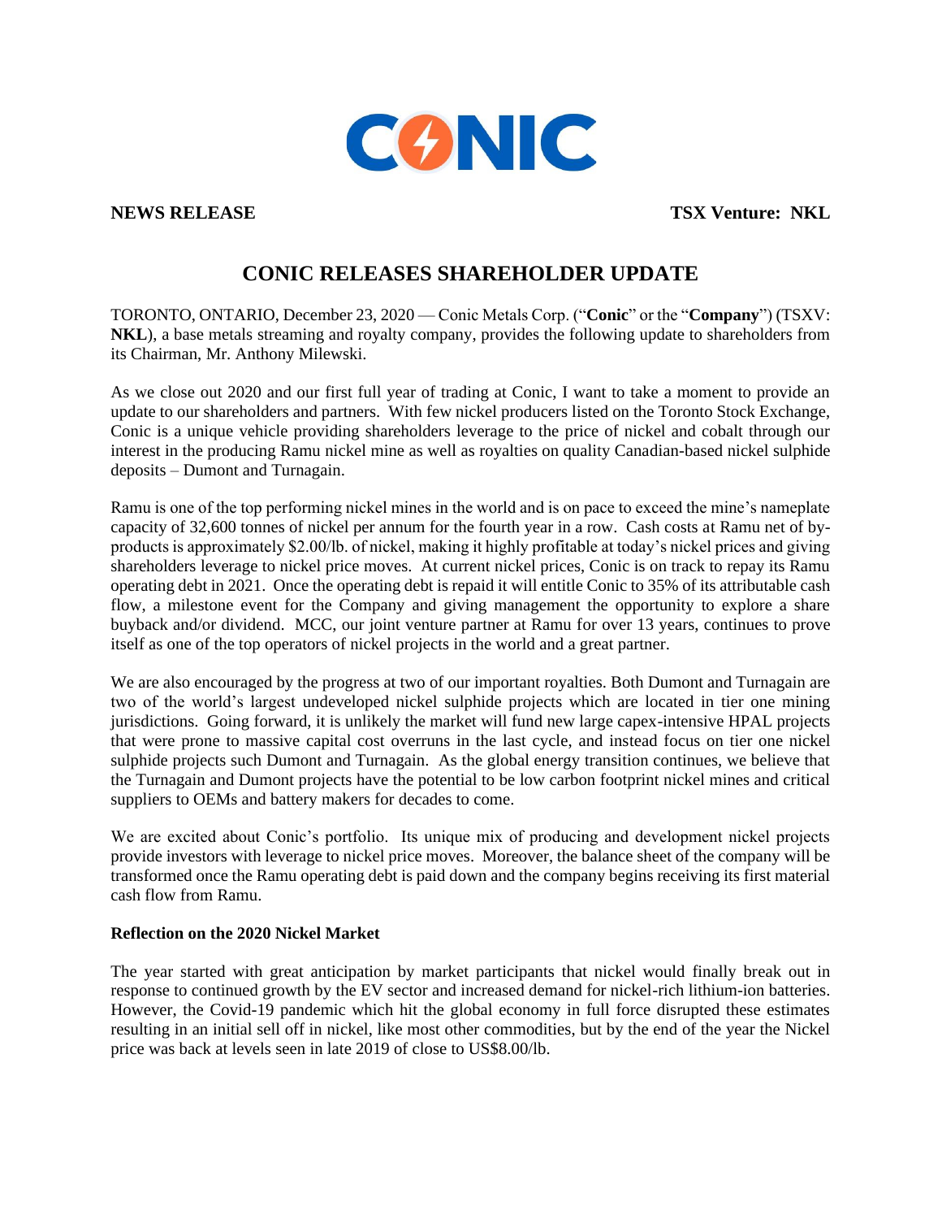**NEWS RELEASE** **TSX Venture: NKL**

# CONIC RELEASES SHAREHOLDER UPDATE

TORONTO, ONTARIO, December 23, 2020 — Conic Metals Corp. ("**Conic**" or the "**Company**") (TSXV: **NKL**), a base metals streaming and royalty company, provides the following update to shareholders from its Chairman, Mr. Anthony Milewski.

As we close out 2020 and our first full year of trading at Conic, I want to take a moment to provide an update to our shareholders and partners. With few nickel producers listed on the Toronto Stock Exchange, Conic is a unique vehicle providing shareholders leverage to the price of nickel and cobalt through our interest in the producing Ramu nickel mine as well as royalties on quality Canadian-based nickel sulphide deposits – Dumont and Turnagain.

Ramu is one of the top performing nickel mines in the world and is on pace to exceed the mine's nameplate capacity of 32,600 tonnes of nickel per annum for the fourth year in a row. Cash costs at Ramu net of by-products is approximately $2.00/lb. of nickel, making it highly profitable at today's nickel prices and giving shareholders leverage to nickel price moves. At current nickel prices, Conic is on track to repay its Ramu operating debt in 2021. Once the operating debt is repaid it will entitle Conic to 35% of its attributable cash flow, a milestone event for the Company and giving management the opportunity to explore a share buyback and/or dividend. MCC, our joint venture partner at Ramu for over 13 years, continues to prove itself as one of the top operators of nickel projects in the world and a great partner.

We are also encouraged by the progress at two of our important royalties. Both Dumont and Turnagain are two of the world's largest undeveloped nickel sulphide projects which are located in tier one mining jurisdictions. Going forward, it is unlikely the market will fund new large capex-intensive HPAL projects that were prone to massive capital cost overruns in the last cycle, and instead focus on tier one nickel sulphide projects such Dumont and Turnagain. As the global energy transition continues, we believe that the Turnagain and Dumont projects have the potential to be low carbon footprint nickel mines and critical suppliers to OEMs and battery makers for decades to come.

We are excited about Conic's portfolio. Its unique mix of producing and development nickel projects provide investors with leverage to nickel price moves. Moreover, the balance sheet of the company will be transformed once the Ramu operating debt is paid down and the company begins receiving its first material cash flow from Ramu.

**Reflection on the 2020 Nickel Market**

The year started with great anticipation by market participants that nickel would finally break out in response to continued growth by the EV sector and increased demand for nickel-rich lithium-ion batteries. However, the Covid-19 pandemic which hit the global economy in full force disrupted these estimates resulting in an initial sell off in nickel, like most other commodities, but by the end of the year the Nickel price was back at levels seen in late 2019 of close to US$8.00/lb.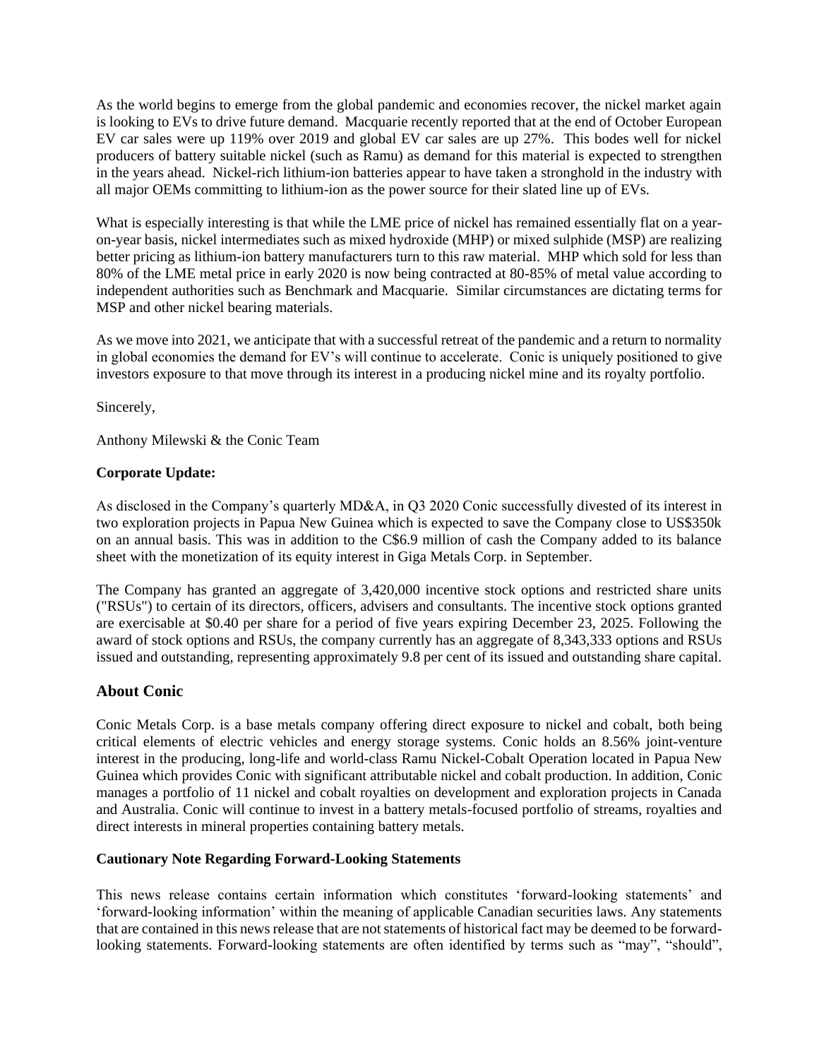As the world begins to emerge from the global pandemic and economies recover, the nickel market again is looking to EVs to drive future demand. Macquarie recently reported that at the end of October European EV car sales were up 119% over 2019 and global EV car sales are up 27%. This bodes well for nickel producers of battery suitable nickel (such as Ramu) as demand for this material is expected to strengthen in the years ahead. Nickel-rich lithium-ion batteries appear to have taken a stronghold in the industry with all major OEMs committing to lithium-ion as the power source for their slated line up of EVs.

What is especially interesting is that while the LME price of nickel has remained essentially flat on a year-on-year basis, nickel intermediates such as mixed hydroxide (MHP) or mixed sulphide (MSP) are realizing better pricing as lithium-ion battery manufacturers turn to this raw material. MHP which sold for less than 80% of the LME metal price in early 2020 is now being contracted at 80-85% of metal value according to independent authorities such as Benchmark and Macquarie. Similar circumstances are dictating terms for MSP and other nickel bearing materials.

As we move into 2021, we anticipate that with a successful retreat of the pandemic and a return to normality in global economies the demand for EV's will continue to accelerate. Conic is uniquely positioned to give investors exposure to that move through its interest in a producing nickel mine and its royalty portfolio.

Sincerely,

Anthony Milewski & the Conic Team

**Corporate Update:**

As disclosed in the Company's quarterly MD&A, in Q3 2020 Conic successfully divested of its interest in two exploration projects in Papua New Guinea which is expected to save the Company close to US$350k on an annual basis. This was in addition to the C$6.9 million of cash the Company added to its balance sheet with the monetization of its equity interest in Giga Metals Corp. in September.

The Company has granted an aggregate of 3,420,000 incentive stock options and restricted share units ("RSUs") to certain of its directors, officers, advisers and consultants. The incentive stock options granted are exercisable at $0.40 per share for a period of five years expiring December 23, 2025. Following the award of stock options and RSUs, the company currently has an aggregate of 8,343,333 options and RSUs issued and outstanding, representing approximately 9.8 per cent of its issued and outstanding share capital.

## About Conic

Conic Metals Corp. is a base metals company offering direct exposure to nickel and cobalt, both being critical elements of electric vehicles and energy storage systems. Conic holds an 8.56% joint-venture interest in the producing, long-life and world-class Ramu Nickel-Cobalt Operation located in Papua New Guinea which provides Conic with significant attributable nickel and cobalt production. In addition, Conic manages a portfolio of 11 nickel and cobalt royalties on development and exploration projects in Canada and Australia. Conic will continue to invest in a battery metals-focused portfolio of streams, royalties and direct interests in mineral properties containing battery metals.

**Cautionary Note Regarding Forward-Looking Statements**

This news release contains certain information which constitutes 'forward-looking statements' and 'forward-looking information' within the meaning of applicable Canadian securities laws. Any statements that are contained in this news release that are not statements of historical fact may be deemed to be forward-looking statements. Forward-looking statements are often identified by terms such as "may", "should",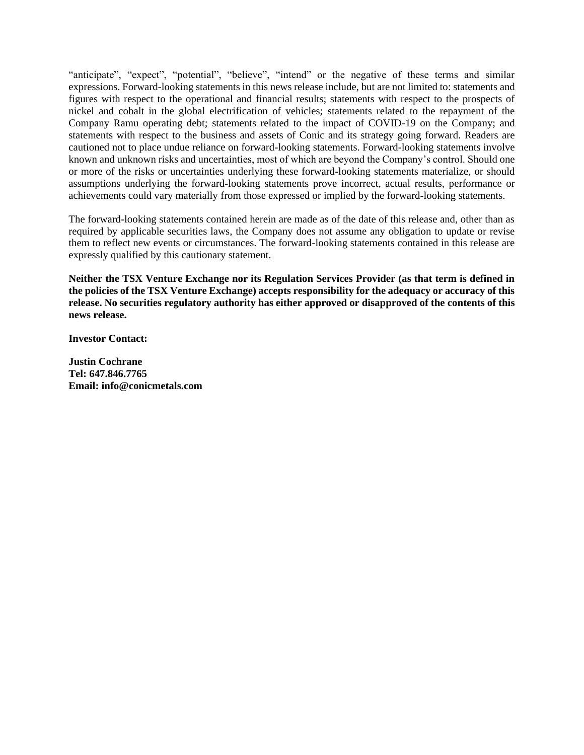“anticipate”, “expect”, “potential”, “believe”, “intend” or the negative of these terms and similar expressions. Forward-looking statements in this news release include, but are not limited to: statements and figures with respect to the operational and financial results; statements with respect to the prospects of nickel and cobalt in the global electrification of vehicles; statements related to the repayment of the Company Ramu operating debt; statements related to the impact of COVID-19 on the Company; and statements with respect to the business and assets of Conic and its strategy going forward. Readers are cautioned not to place undue reliance on forward-looking statements. Forward-looking statements involve known and unknown risks and uncertainties, most of which are beyond the Company’s control. Should one or more of the risks or uncertainties underlying these forward-looking statements materialize, or should assumptions underlying the forward-looking statements prove incorrect, actual results, performance or achievements could vary materially from those expressed or implied by the forward-looking statements.

The forward-looking statements contained herein are made as of the date of this release and, other than as required by applicable securities laws, the Company does not assume any obligation to update or revise them to reflect new events or circumstances. The forward-looking statements contained in this release are expressly qualified by this cautionary statement.

**Neither the TSX Venture Exchange nor its Regulation Services Provider (as that term is defined in the policies of the TSX Venture Exchange) accepts responsibility for the adequacy or accuracy of this release. No securities regulatory authority has either approved or disapproved of the contents of this news release.**

**Investor Contact:**

**Justin Cochrane**
**Tel: 647.846.7765**
**Email: info@conicmetals.com**